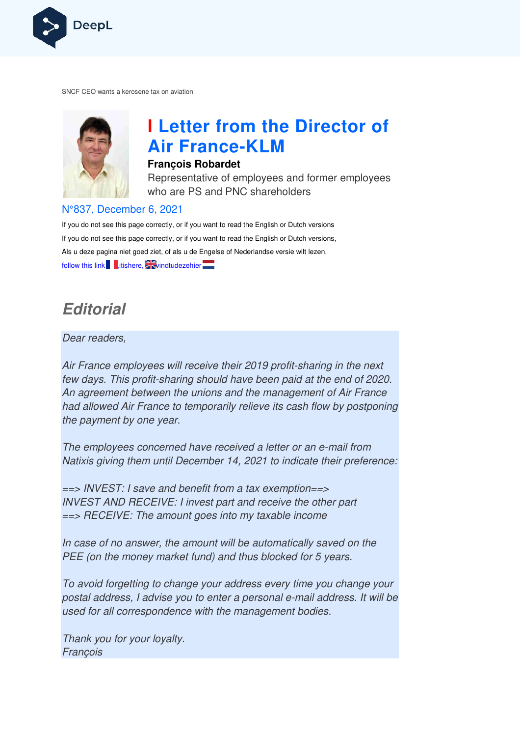SNCF CEO wants a kerosene tax on aviation

# Letter from the Director of Air France-KLM

**François Robardet**

Representative of employees and former employees who are PS and PNC shareholders

N°837, December 6, 2021

If you do not see this page correctly, or if you want to read the English or Dutch versions

If you do not see this page correctly, or if you want to read the English or Dutch versions,

Als u deze pagina niet goed ziet, of als u de Engelse of Nederlandse versie wilt lezen,

follow this link, itishere, vindtudezehier

## Editorial

*Dear readers,*

*Air France employees will receive their 2019 profit-sharing in the next few days. This profit-sharing should have been paid at the end of 2020. An agreement between the unions and the management of Air France had allowed Air France to temporarily relieve its cash flow by postponing the payment by one year.*

*The employees concerned have received a letter or an e-mail from Natixis giving them until December 14, 2021 to indicate their preference:*

*==> INVEST: I save and benefit from a tax exemption==>*
*INVEST AND RECEIVE: I invest part and receive the other part*
*==> RECEIVE: The amount goes into my taxable income*

*In case of no answer, the amount will be automatically saved on the PEE (on the money market fund) and thus blocked for 5 years.*

*To avoid forgetting to change your address every time you change your postal address, I advise you to enter a personal e-mail address. It will be used for all correspondence with the management bodies.*

*Thank you for your loyalty.*
*François*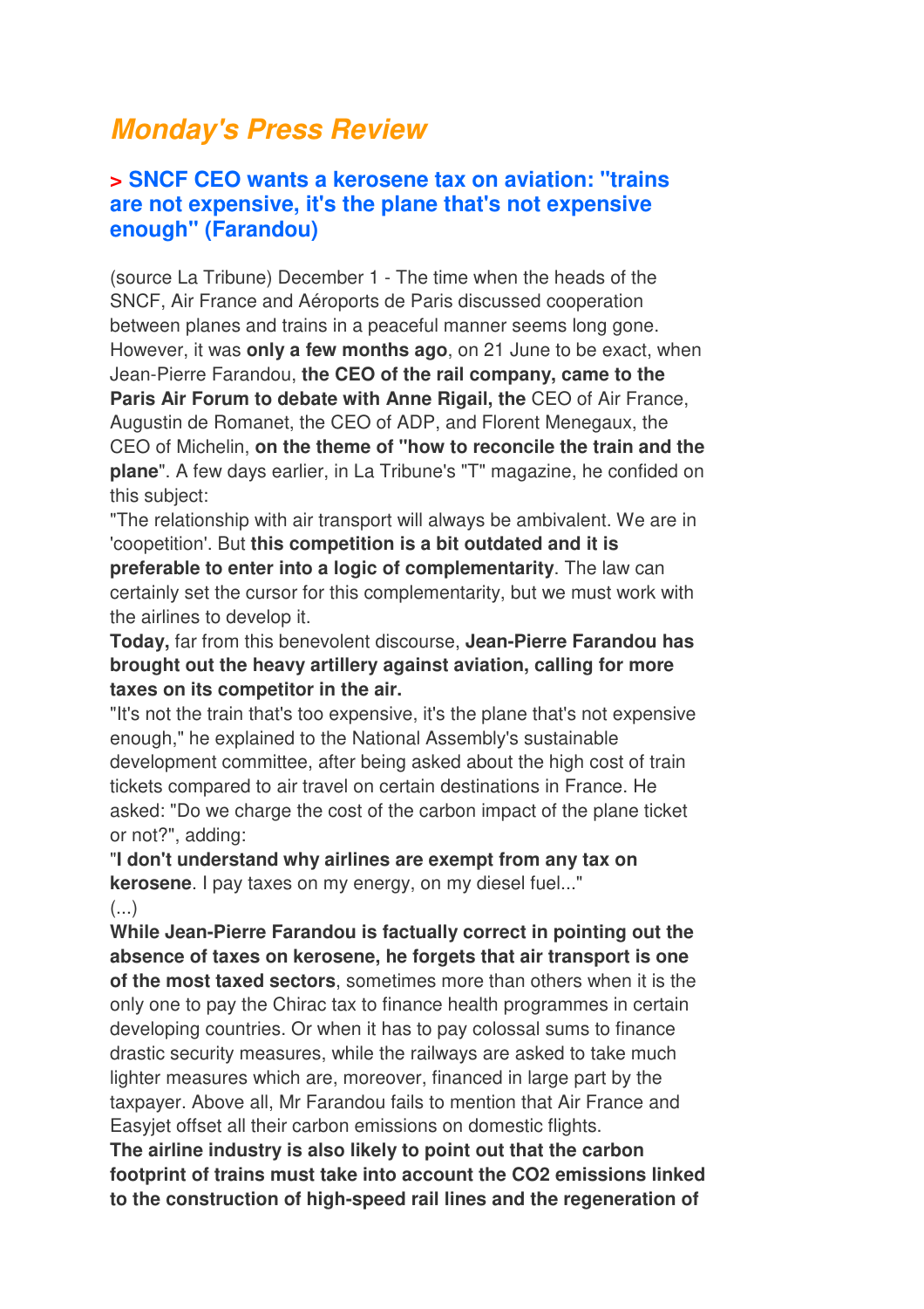## *Monday's Press Review*

### > SNCF CEO wants a kerosene tax on aviation: "trains are not expensive, it's the plane that's not expensive enough" (Farandou)

(source La Tribune) December 1 - The time when the heads of the SNCF, Air France and Aéroports de Paris discussed cooperation between planes and trains in a peaceful manner seems long gone. However, it was **only a few months ago**, on 21 June to be exact, when Jean-Pierre Farandou, **the CEO of the rail company, came to the Paris Air Forum to debate with Anne Rigail, the** CEO of Air France, Augustin de Romanet, the CEO of ADP, and Florent Menegaux, the CEO of Michelin, **on the theme of "how to reconcile the train and the plane**". A few days earlier, in La Tribune's "T" magazine, he confided on this subject:

"The relationship with air transport will always be ambivalent. We are in 'coopetition'. But **this competition is a bit outdated and it is preferable to enter into a logic of complementarity**. The law can certainly set the cursor for this complementarity, but we must work with the airlines to develop it.

**Today,** far from this benevolent discourse, **Jean-Pierre Farandou has brought out the heavy artillery against aviation, calling for more taxes on its competitor in the air.**

"It's not the train that's too expensive, it's the plane that's not expensive enough," he explained to the National Assembly's sustainable development committee, after being asked about the high cost of train tickets compared to air travel on certain destinations in France. He asked: "Do we charge the cost of the carbon impact of the plane ticket or not?", adding:

"**I don't understand why airlines are exempt from any tax on kerosene**. I pay taxes on my energy, on my diesel fuel..."

(...)

**While Jean-Pierre Farandou is factually correct in pointing out the absence of taxes on kerosene, he forgets that air transport is one of the most taxed sectors**, sometimes more than others when it is the only one to pay the Chirac tax to finance health programmes in certain developing countries. Or when it has to pay colossal sums to finance drastic security measures, while the railways are asked to take much lighter measures which are, moreover, financed in large part by the taxpayer. Above all, Mr Farandou fails to mention that Air France and Easyjet offset all their carbon emissions on domestic flights.

**The airline industry is also likely to point out that the carbon footprint of trains must take into account the CO2 emissions linked to the construction of high-speed rail lines and the regeneration of**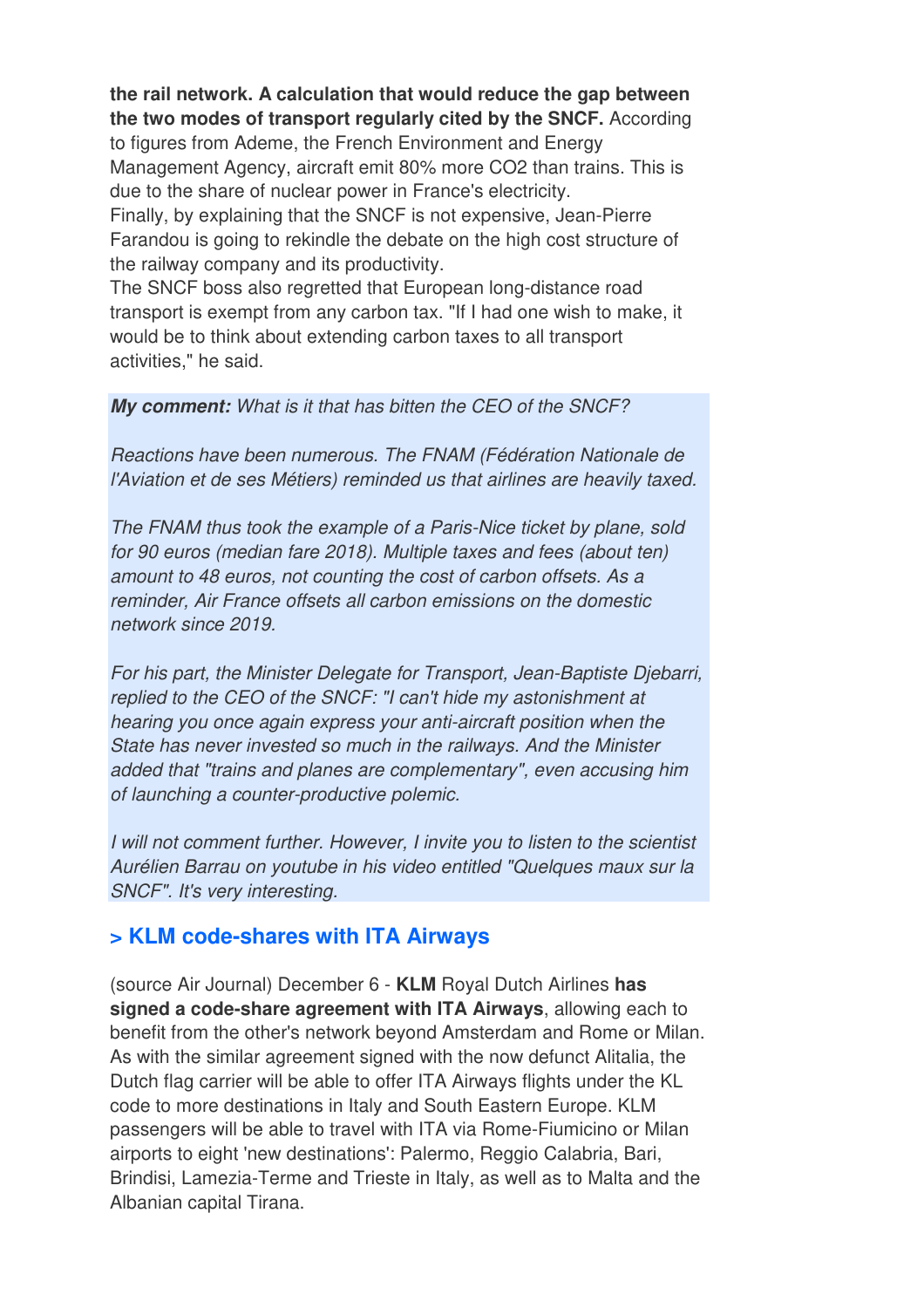**the rail network. A calculation that would reduce the gap between the two modes of transport regularly cited by the SNCF.** According to figures from Ademe, the French Environment and Energy Management Agency, aircraft emit 80% more $CO_2$ than trains. This is due to the share of nuclear power in France's electricity.
Finally, by explaining that the SNCF is not expensive, Jean-Pierre Farandou is going to rekindle the debate on the high cost structure of the railway company and its productivity.
The SNCF boss also regretted that European long-distance road transport is exempt from any carbon tax. "If I had one wish to make, it would be to think about extending carbon taxes to all transport activities," he said.

***My comment:*** *What is it that has bitten the CEO of the SNCF?*

*Reactions have been numerous. The FNAM (Fédération Nationale de l'Aviation et de ses Métiers) reminded us that airlines are heavily taxed.*

*The FNAM thus took the example of a Paris-Nice ticket by plane, sold for 90 euros (median fare 2018). Multiple taxes and fees (about ten) amount to 48 euros, not counting the cost of carbon offsets. As a reminder, Air France offsets all carbon emissions on the domestic network since 2019.*

*For his part, the Minister Delegate for Transport, Jean-Baptiste Djebarri, replied to the CEO of the SNCF: "I can't hide my astonishment at hearing you once again express your anti-aircraft position when the State has never invested so much in the railways. And the Minister added that "trains and planes are complementary", even accusing him of launching a counter-productive polemic.*

*I will not comment further. However, I invite you to listen to the scientist Aurélien Barrau on youtube in his video entitled "Quelques maux sur la SNCF". It's very interesting.*

## > KLM code-shares with ITA Airways

(source Air Journal) December 6 - **KLM** Royal Dutch Airlines **has signed a code-share agreement with ITA Airways**, allowing each to benefit from the other's network beyond Amsterdam and Rome or Milan. As with the similar agreement signed with the now defunct Alitalia, the Dutch flag carrier will be able to offer ITA Airways flights under the KL code to more destinations in Italy and South Eastern Europe. KLM passengers will be able to travel with ITA via Rome-Fiumicino or Milan airports to eight 'new destinations': Palermo, Reggio Calabria, Bari, Brindisi, Lamezia-Terme and Trieste in Italy, as well as to Malta and the Albanian capital Tirana.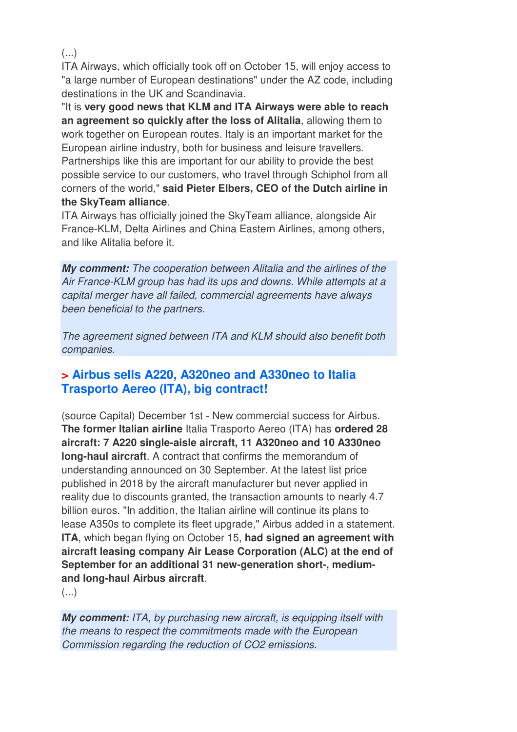(...)

ITA Airways, which officially took off on October 15, will enjoy access to "a large number of European destinations" under the AZ code, including destinations in the UK and Scandinavia.

"It is **very good news that KLM and ITA Airways were able to reach an agreement so quickly after the loss of Alitalia**, allowing them to work together on European routes. Italy is an important market for the European airline industry, both for business and leisure travellers. Partnerships like this are important for our ability to provide the best possible service to our customers, who travel through Schiphol from all corners of the world," **said Pieter Elbers, CEO of the Dutch airline in the SkyTeam alliance**.

ITA Airways has officially joined the SkyTeam alliance, alongside Air France-KLM, Delta Airlines and China Eastern Airlines, among others, and like Alitalia before it.

***My comment:*** *The cooperation between Alitalia and the airlines of the Air France-KLM group has had its ups and downs. While attempts at a capital merger have all failed, commercial agreements have always been beneficial to the partners.*

*The agreement signed between ITA and KLM should also benefit both companies.*

## > Airbus sells A220, A320neo and A330neo to Italia Trasporto Aereo (ITA), big contract!

(source Capital) December 1st - New commercial success for Airbus. **The former Italian airline** Italia Trasporto Aereo (ITA) has **ordered 28 aircraft: 7 A220 single-aisle aircraft, 11 A320neo and 10 A330neo long-haul aircraft**. A contract that confirms the memorandum of understanding announced on 30 September. At the latest list price published in 2018 by the aircraft manufacturer but never applied in reality due to discounts granted, the transaction amounts to nearly 4.7 billion euros. "In addition, the Italian airline will continue its plans to lease A350s to complete its fleet upgrade," Airbus added in a statement. **ITA**, which began flying on October 15, **had signed an agreement with aircraft leasing company Air Lease Corporation (ALC) at the end of September for an additional 31 new-generation short-, medium- and long-haul Airbus aircraft**.

(...)

***My comment:*** *ITA, by purchasing new aircraft, is equipping itself with the means to respect the commitments made with the European Commission regarding the reduction of $CO_2$ emissions.*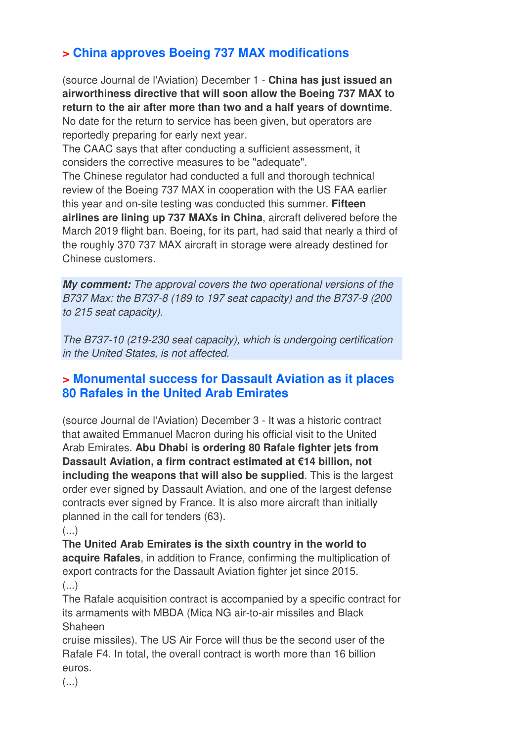## > China approves Boeing 737 MAX modifications

(source Journal de l'Aviation) December 1 - **China has just issued an airworthiness directive that will soon allow the Boeing 737 MAX to return to the air after more than two and a half years of downtime**. No date for the return to service has been given, but operators are reportedly preparing for early next year.

The CAAC says that after conducting a sufficient assessment, it considers the corrective measures to be "adequate".

The Chinese regulator had conducted a full and thorough technical review of the Boeing 737 MAX in cooperation with the US FAA earlier this year and on-site testing was conducted this summer. **Fifteen airlines are lining up 737 MAXs in China**, aircraft delivered before the March 2019 flight ban. Boeing, for its part, had said that nearly a third of the roughly 370 737 MAX aircraft in storage were already destined for Chinese customers.

***My comment:*** *The approval covers the two operational versions of the B737 Max: the B737-8 (189 to 197 seat capacity) and the B737-9 (200 to 215 seat capacity).*

*The B737-10 (219-230 seat capacity), which is undergoing certification in the United States, is not affected.*

## > Monumental success for Dassault Aviation as it places 80 Rafales in the United Arab Emirates

(source Journal de l'Aviation) December 3 - It was a historic contract that awaited Emmanuel Macron during his official visit to the United Arab Emirates. **Abu Dhabi is ordering 80 Rafale fighter jets from Dassault Aviation, a firm contract estimated at €14 billion, not including the weapons that will also be supplied**. This is the largest order ever signed by Dassault Aviation, and one of the largest defense contracts ever signed by France. It is also more aircraft than initially planned in the call for tenders (63).

(...)

**The United Arab Emirates is the sixth country in the world to acquire Rafales**, in addition to France, confirming the multiplication of export contracts for the Dassault Aviation fighter jet since 2015.

(...)

The Rafale acquisition contract is accompanied by a specific contract for its armaments with MBDA (Mica NG air-to-air missiles and Black Shaheen cruise missiles). The US Air Force will thus be the second user of the Rafale F4. In total, the overall contract is worth more than 16 billion euros.

(...)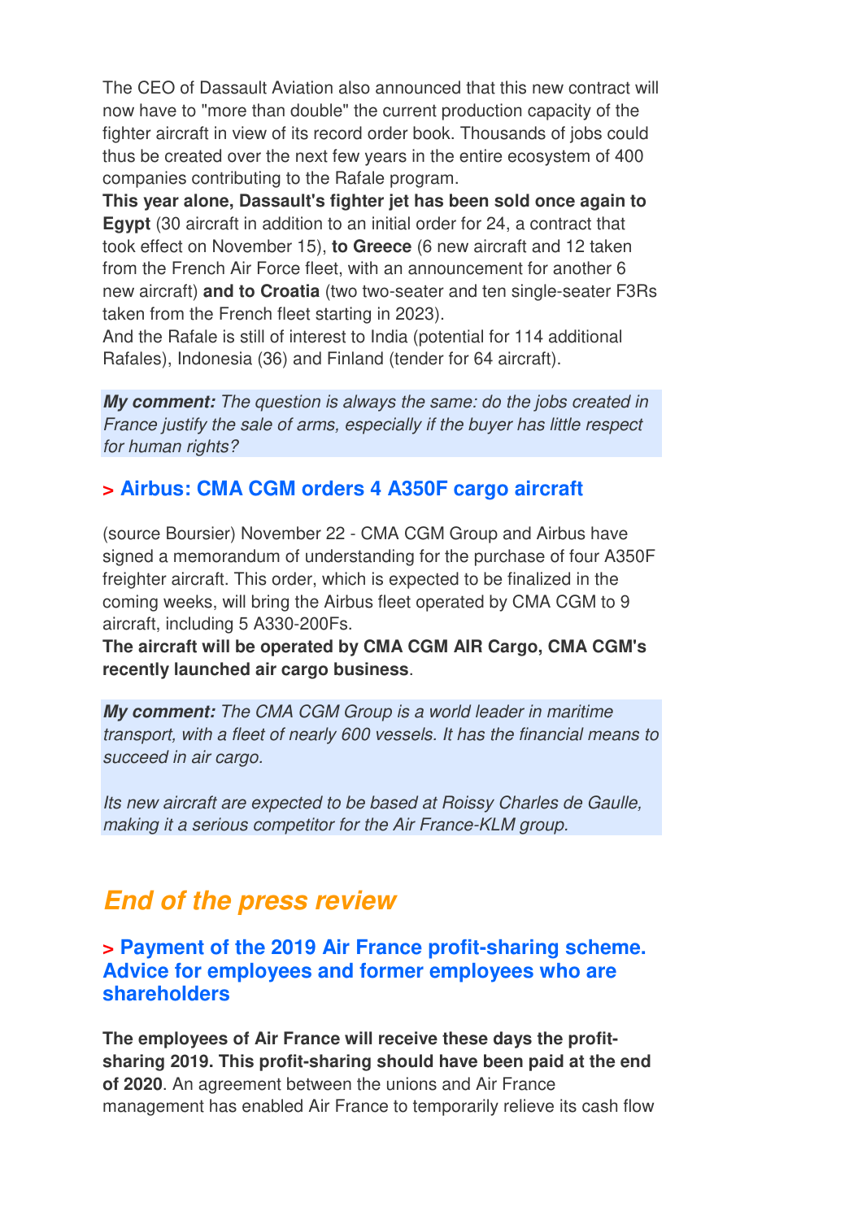The CEO of Dassault Aviation also announced that this new contract will now have to "more than double" the current production capacity of the fighter aircraft in view of its record order book. Thousands of jobs could thus be created over the next few years in the entire ecosystem of 400 companies contributing to the Rafale program.

**This year alone, Dassault's fighter jet has been sold once again to Egypt** (30 aircraft in addition to an initial order for 24, a contract that took effect on November 15), **to Greece** (6 new aircraft and 12 taken from the French Air Force fleet, with an announcement for another 6 new aircraft) **and to Croatia** (two two-seater and ten single-seater F3Rs taken from the French fleet starting in 2023).

And the Rafale is still of interest to India (potential for 114 additional Rafales), Indonesia (36) and Finland (tender for 64 aircraft).

***My comment:*** *The question is always the same: do the jobs created in France justify the sale of arms, especially if the buyer has little respect for human rights?*

### > Airbus: CMA CGM orders 4 A350F cargo aircraft

(source Boursier) November 22 - CMA CGM Group and Airbus have signed a memorandum of understanding for the purchase of four A350F freighter aircraft. This order, which is expected to be finalized in the coming weeks, will bring the Airbus fleet operated by CMA CGM to 9 aircraft, including 5 A330-200Fs.

**The aircraft will be operated by CMA CGM AIR Cargo, CMA CGM's recently launched air cargo business**.

***My comment:*** *The CMA CGM Group is a world leader in maritime transport, with a fleet of nearly 600 vessels. It has the financial means to succeed in air cargo.*

*Its new aircraft are expected to be based at Roissy Charles de Gaulle, making it a serious competitor for the Air France-KLM group.*

## *End of the press review*

### > Payment of the 2019 Air France profit-sharing scheme. Advice for employees and former employees who are shareholders

**The employees of Air France will receive these days the profit-sharing 2019. This profit-sharing should have been paid at the end of 2020**. An agreement between the unions and Air France management has enabled Air France to temporarily relieve its cash flow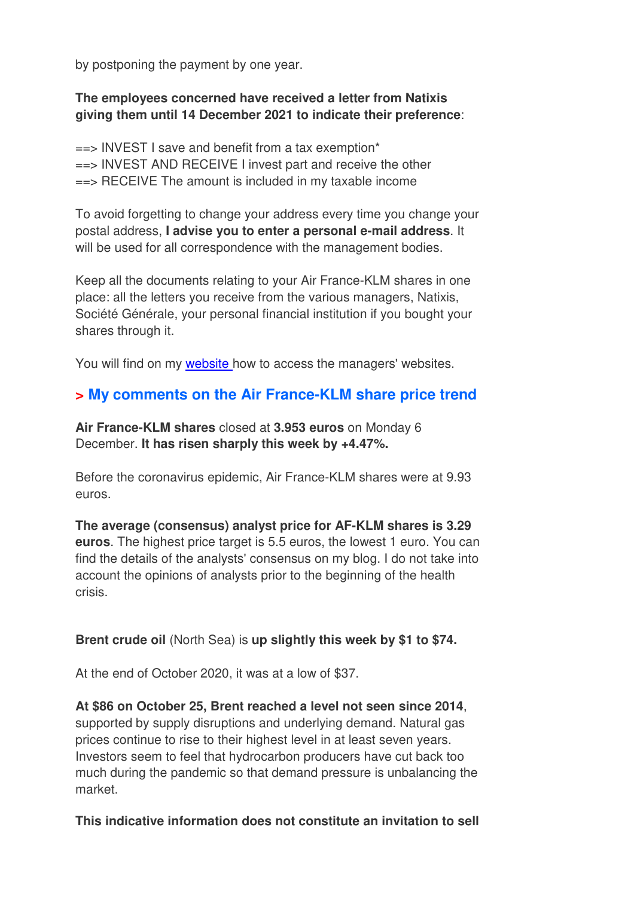by postponing the payment by one year.

**The employees concerned have received a letter from Natixis giving them until 14 December 2021 to indicate their preference**:

==> INVEST I save and benefit from a tax exemption*
==> INVEST AND RECEIVE I invest part and receive the other
==> RECEIVE The amount is included in my taxable income

To avoid forgetting to change your address every time you change your postal address, **I advise you to enter a personal e-mail address**. It will be used for all correspondence with the management bodies.

Keep all the documents relating to your Air France-KLM shares in one place: all the letters you receive from the various managers, Natixis, Société Générale, your personal financial institution if you bought your shares through it.

You will find on my website how to access the managers' websites.

## > My comments on the Air France-KLM share price trend

**Air France-KLM shares** closed at **3.953 euros** on Monday 6 December. **It has risen sharply this week by +4.47%.**

Before the coronavirus epidemic, Air France-KLM shares were at 9.93 euros.

**The average (consensus) analyst price for AF-KLM shares is 3.29 euros**. The highest price target is 5.5 euros, the lowest 1 euro. You can find the details of the analysts' consensus on my blog. I do not take into account the opinions of analysts prior to the beginning of the health crisis.

**Brent crude oil** (North Sea) is **up slightly this week by $1 to $74.**

At the end of October 2020, it was at a low of $37.

**At $86 on October 25, Brent reached a level not seen since 2014**, supported by supply disruptions and underlying demand. Natural gas prices continue to rise to their highest level in at least seven years. Investors seem to feel that hydrocarbon producers have cut back too much during the pandemic so that demand pressure is unbalancing the market.

**This indicative information does not constitute an invitation to sell**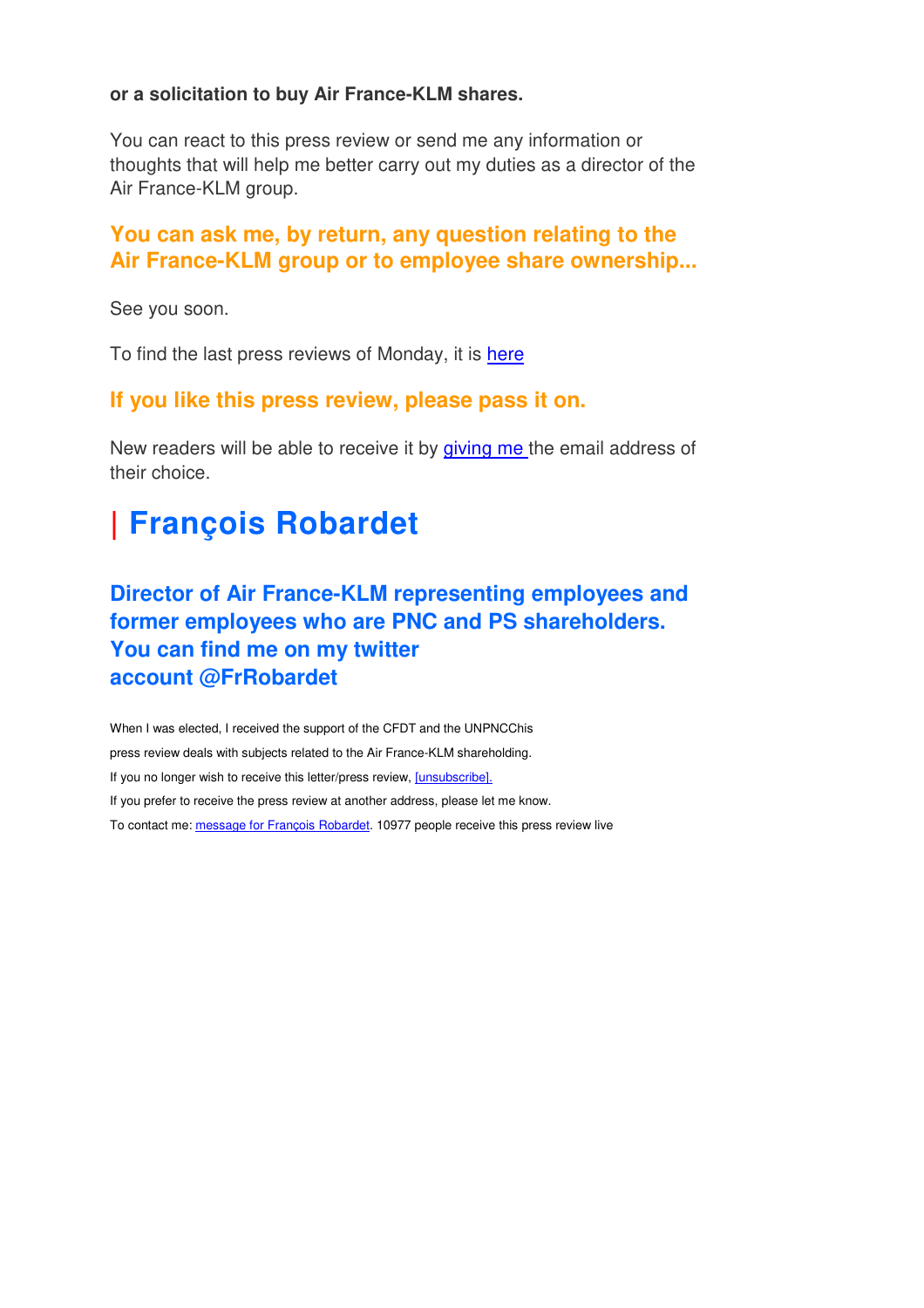**or a solicitation to buy Air France-KLM shares.**

You can react to this press review or send me any information or thoughts that will help me better carry out my duties as a director of the Air France-KLM group.

### You can ask me, by return, any question relating to the Air France-KLM group or to employee share ownership...

See you soon.

To find the last press reviews of Monday, it is [here]

### If you like this press review, please pass it on.

New readers will be able to receive it by [giving me] the email address of their choice.

# | François Robardet

### Director of Air France-KLM representing employees and former employees who are PNC and PS shareholders. You can find me on my twitter account @FrRobardet

When I was elected, I received the support of the CFDT and the UNPNCChis

press review deals with subjects related to the Air France-KLM shareholding.

If you no longer wish to receive this letter/press review, [unsubscribe].

If you prefer to receive the press review at another address, please let me know.

To contact me: [message for François Robardet]. 10977 people receive this press review live